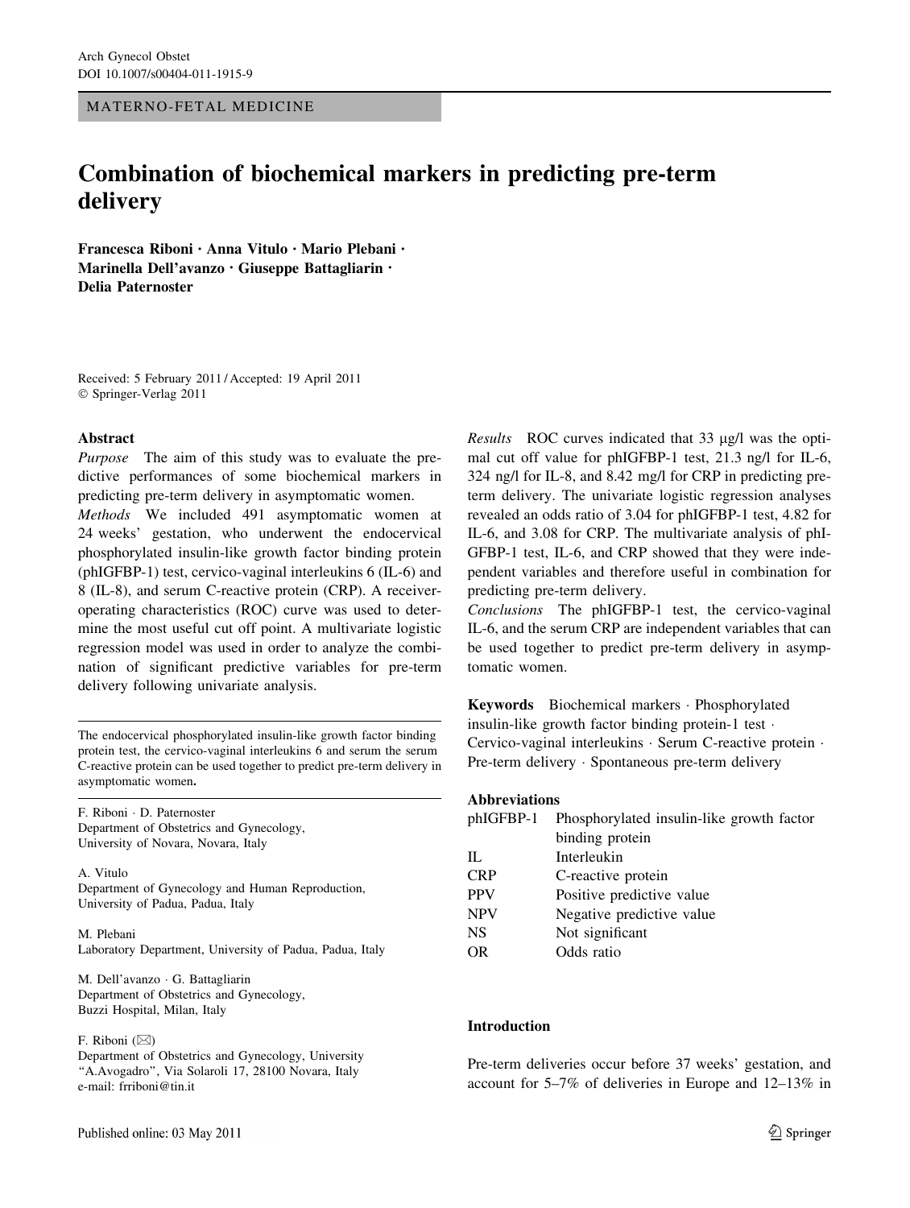MATERNO-FETAL MEDICINE

# Combination of biochemical markers in predicting pre-term delivery

**Francesca Riboni · Anna Vitulo · Mario Plebani · Marinella Dell'avanzo · Giuseppe Battagliarin · Delia Paternoster**

Received: 5 February 2011 / Accepted: 19 April 2011
© Springer-Verlag 2011

## Abstract

*Purpose* The aim of this study was to evaluate the predictive performances of some biochemical markers in predicting pre-term delivery in asymptomatic women.

*Methods* We included 491 asymptomatic women at 24 weeks' gestation, who underwent the endocervical phosphorylated insulin-like growth factor binding protein (phIGFBP-1) test, cervico-vaginal interleukins 6 (IL-6) and 8 (IL-8), and serum C-reactive protein (CRP). A receiver-operating characteristics (ROC) curve was used to determine the most useful cut off point. A multivariate logistic regression model was used in order to analyze the combination of significant predictive variables for pre-term delivery following univariate analysis.

*Results* ROC curves indicated that 33 μg/l was the optimal cut off value for phIGFBP-1 test, 21.3 ng/l for IL-6, 324 ng/l for IL-8, and 8.42 mg/l for CRP in predicting pre-term delivery. The univariate logistic regression analyses revealed an odds ratio of 3.04 for phIGFBP-1 test, 4.82 for IL-6, and 3.08 for CRP. The multivariate analysis of phIGFBP-1 test, IL-6, and CRP showed that they were independent variables and therefore useful in combination for predicting pre-term delivery.

*Conclusions* The phIGFBP-1 test, the cervico-vaginal IL-6, and the serum CRP are independent variables that can be used together to predict pre-term delivery in asymptomatic women.

**Keywords** Biochemical markers · Phosphorylated insulin-like growth factor binding protein-1 test · Cervico-vaginal interleukins · Serum C-reactive protein · Pre-term delivery · Spontaneous pre-term delivery

**Abbreviations**

| | |
|---|---|
| phIGFBP-1 | Phosphorylated insulin-like growth factor binding protein |
| IL | Interleukin |
| CRP | C-reactive protein |
| PPV | Positive predictive value |
| NPV | Negative predictive value |
| NS | Not significant |
| OR | Odds ratio |

The endocervical phosphorylated insulin-like growth factor binding protein test, the cervico-vaginal interleukins 6 and serum the serum C-reactive protein can be used together to predict pre-term delivery in asymptomatic women.

F. Riboni · D. Paternoster
Department of Obstetrics and Gynecology, University of Novara, Novara, Italy

A. Vitulo
Department of Gynecology and Human Reproduction, University of Padua, Padua, Italy

M. Plebani
Laboratory Department, University of Padua, Padua, Italy

M. Dell'avanzo · G. Battagliarin
Department of Obstetrics and Gynecology, Buzzi Hospital, Milan, Italy

F. Riboni (✉)
Department of Obstetrics and Gynecology, University "A.Avogadro", Via Solaroli 17, 28100 Novara, Italy
e-mail: frriboni@tin.it

## Introduction

Pre-term deliveries occur before 37 weeks' gestation, and account for 5–7% of deliveries in Europe and 12–13% in

Published online: 03 May 2011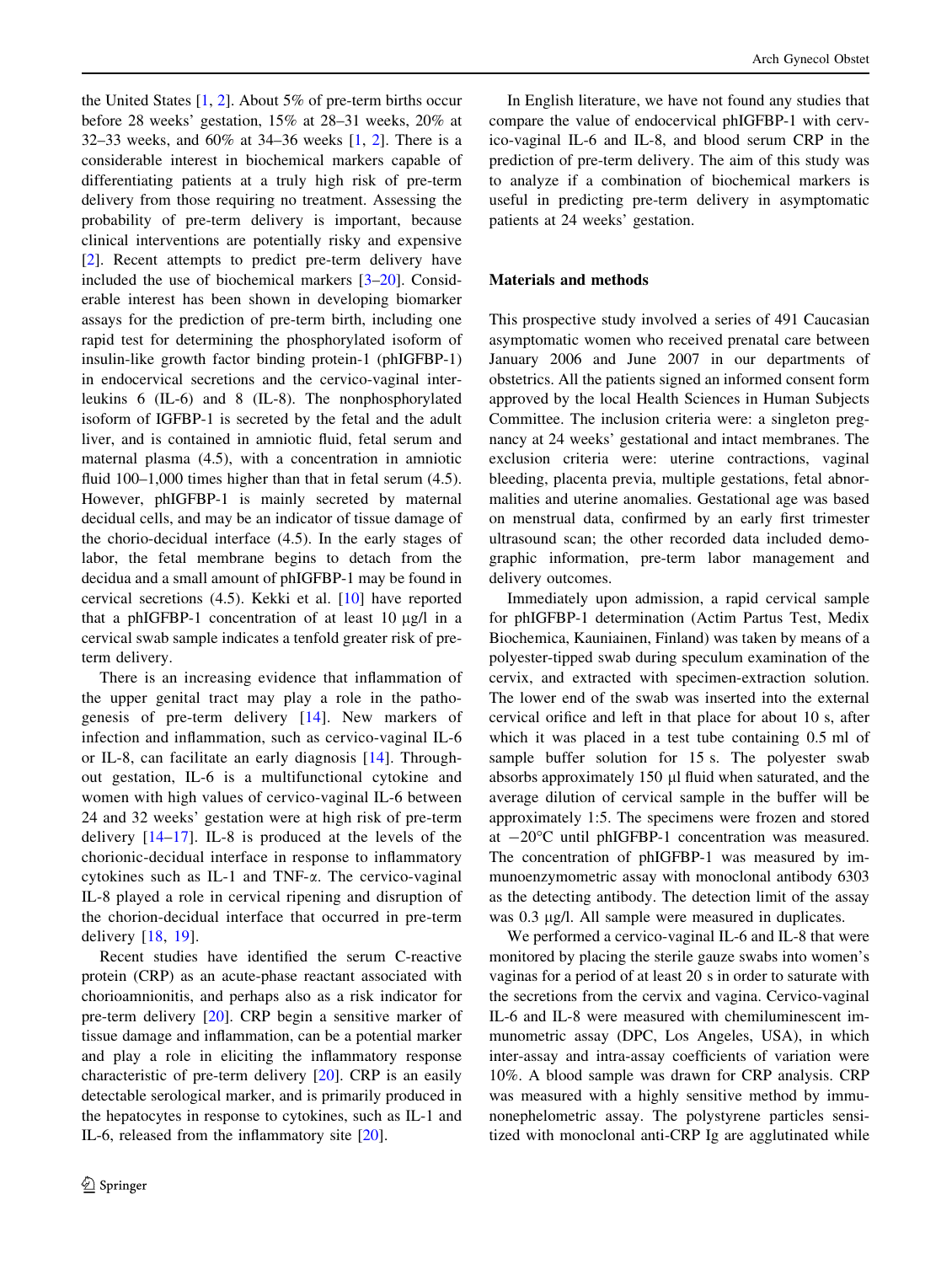the United States [1, 2]. About 5% of pre-term births occur before 28 weeks' gestation, 15% at 28–31 weeks, 20% at 32–33 weeks, and 60% at 34–36 weeks [1, 2]. There is a considerable interest in biochemical markers capable of differentiating patients at a truly high risk of pre-term delivery from those requiring no treatment. Assessing the probability of pre-term delivery is important, because clinical interventions are potentially risky and expensive [2]. Recent attempts to predict pre-term delivery have included the use of biochemical markers [3–20]. Considerable interest has been shown in developing biomarker assays for the prediction of pre-term birth, including one rapid test for determining the phosphorylated isoform of insulin-like growth factor binding protein-1 (phIGFBP-1) in endocervical secretions and the cervico-vaginal interleukins 6 (IL-6) and 8 (IL-8). The nonphosphorylated isoform of IGFBP-1 is secreted by the fetal and the adult liver, and is contained in amniotic fluid, fetal serum and maternal plasma (4.5), with a concentration in amniotic fluid 100–1,000 times higher than that in fetal serum (4.5). However, phIGFBP-1 is mainly secreted by maternal decidual cells, and may be an indicator of tissue damage of the chorio-decidual interface (4.5). In the early stages of labor, the fetal membrane begins to detach from the decidua and a small amount of phIGFBP-1 may be found in cervical secretions (4.5). Kekki et al. [10] have reported that a phIGFBP-1 concentration of at least 10 μg/l in a cervical swab sample indicates a tenfold greater risk of pre-term delivery.

There is an increasing evidence that inflammation of the upper genital tract may play a role in the pathogenesis of pre-term delivery [14]. New markers of infection and inflammation, such as cervico-vaginal IL-6 or IL-8, can facilitate an early diagnosis [14]. Throughout gestation, IL-6 is a multifunctional cytokine and women with high values of cervico-vaginal IL-6 between 24 and 32 weeks' gestation were at high risk of pre-term delivery [14–17]. IL-8 is produced at the levels of the chorionic-decidual interface in response to inflammatory cytokines such as IL-1 and TNF-α. The cervico-vaginal IL-8 played a role in cervical ripening and disruption of the chorion-decidual interface that occurred in pre-term delivery [18, 19].

Recent studies have identified the serum C-reactive protein (CRP) as an acute-phase reactant associated with chorioamnionitis, and perhaps also as a risk indicator for pre-term delivery [20]. CRP begin a sensitive marker of tissue damage and inflammation, can be a potential marker and play a role in eliciting the inflammatory response characteristic of pre-term delivery [20]. CRP is an easily detectable serological marker, and is primarily produced in the hepatocytes in response to cytokines, such as IL-1 and IL-6, released from the inflammatory site [20].

In English literature, we have not found any studies that compare the value of endocervical phIGFBP-1 with cervico-vaginal IL-6 and IL-8, and blood serum CRP in the prediction of pre-term delivery. The aim of this study was to analyze if a combination of biochemical markers is useful in predicting pre-term delivery in asymptomatic patients at 24 weeks' gestation.

## Materials and methods

This prospective study involved a series of 491 Caucasian asymptomatic women who received prenatal care between January 2006 and June 2007 in our departments of obstetrics. All the patients signed an informed consent form approved by the local Health Sciences in Human Subjects Committee. The inclusion criteria were: a singleton pregnancy at 24 weeks' gestational and intact membranes. The exclusion criteria were: uterine contractions, vaginal bleeding, placenta previa, multiple gestations, fetal abnormalities and uterine anomalies. Gestational age was based on menstrual data, confirmed by an early first trimester ultrasound scan; the other recorded data included demographic information, pre-term labor management and delivery outcomes.

Immediately upon admission, a rapid cervical sample for phIGFBP-1 determination (Actim Partus Test, Medix Biochemica, Kauniainen, Finland) was taken by means of a polyester-tipped swab during speculum examination of the cervix, and extracted with specimen-extraction solution. The lower end of the swab was inserted into the external cervical orifice and left in that place for about 10 s, after which it was placed in a test tube containing 0.5 ml of sample buffer solution for 15 s. The polyester swab absorbs approximately 150 μl fluid when saturated, and the average dilution of cervical sample in the buffer will be approximately 1:5. The specimens were frozen and stored at −20°C until phIGFBP-1 concentration was measured. The concentration of phIGFBP-1 was measured by immunoenzymometric assay with monoclonal antibody 6303 as the detecting antibody. The detection limit of the assay was 0.3 μg/l. All sample were measured in duplicates.

We performed a cervico-vaginal IL-6 and IL-8 that were monitored by placing the sterile gauze swabs into women's vaginas for a period of at least 20 s in order to saturate with the secretions from the cervix and vagina. Cervico-vaginal IL-6 and IL-8 were measured with chemiluminescent immunometric assay (DPC, Los Angeles, USA), in which inter-assay and intra-assay coefficients of variation were 10%. A blood sample was drawn for CRP analysis. CRP was measured with a highly sensitive method by immunonephelometric assay. The polystyrene particles sensitized with monoclonal anti-CRP Ig are agglutinated while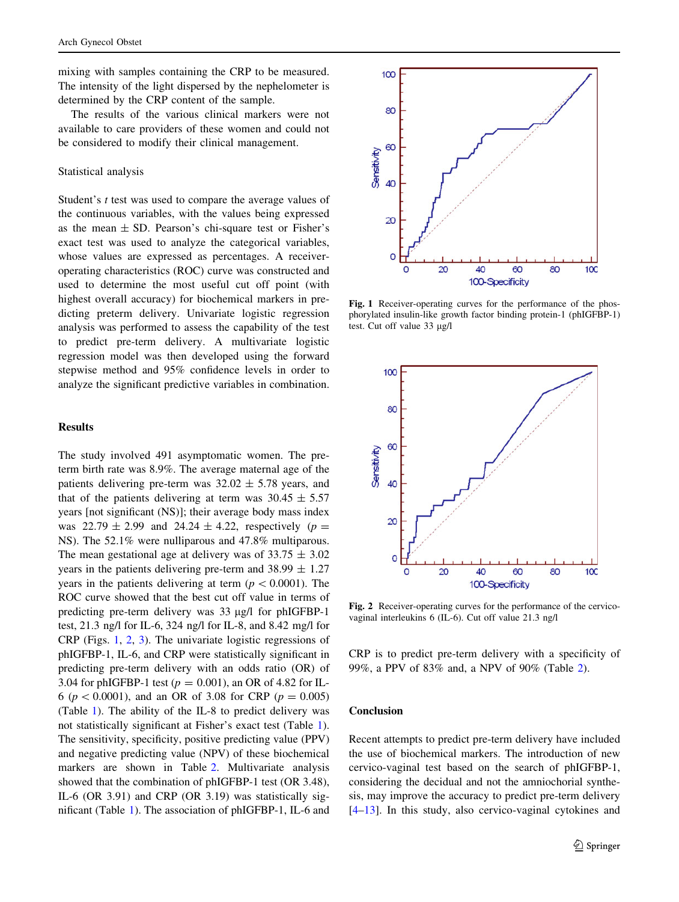mixing with samples containing the CRP to be measured. The intensity of the light dispersed by the nephelometer is determined by the CRP content of the sample.

The results of the various clinical markers were not available to care providers of these women and could not be considered to modify their clinical management.

Statistical analysis

Student's *t* test was used to compare the average values of the continuous variables, with the values being expressed as the mean ± SD. Pearson's chi-square test or Fisher's exact test was used to analyze the categorical variables, whose values are expressed as percentages. A receiver-operating characteristics (ROC) curve was constructed and used to determine the most useful cut off point (with highest overall accuracy) for biochemical markers in predicting preterm delivery. Univariate logistic regression analysis was performed to assess the capability of the test to predict pre-term delivery. A multivariate logistic regression model was then developed using the forward stepwise method and 95% confidence levels in order to analyze the significant predictive variables in combination.

## Results

The study involved 491 asymptomatic women. The preterm birth rate was 8.9%. The average maternal age of the patients delivering pre-term was 32.02 ± 5.78 years, and that of the patients delivering at term was 30.45 ± 5.57 years [not significant (NS)]; their average body mass index was 22.79 ± 2.99 and 24.24 ± 4.22, respectively ($p =$ NS). The 52.1% were nulliparous and 47.8% multiparous. The mean gestational age at delivery was of 33.75 ± 3.02 years in the patients delivering pre-term and 38.99 ± 1.27 years in the patients delivering at term ($p < 0.0001$). The ROC curve showed that the best cut off value in terms of predicting pre-term delivery was 33 μg/l for phIGFBP-1 test, 21.3 ng/l for IL-6, 324 ng/l for IL-8, and 8.42 mg/l for CRP (Figs. 1, 2, 3). The univariate logistic regressions of phIGFBP-1, IL-6, and CRP were statistically significant in predicting pre-term delivery with an odds ratio (OR) of 3.04 for phIGFBP-1 test ($p = 0.001$), an OR of 4.82 for IL-6 ($p < 0.0001$), and an OR of 3.08 for CRP ($p = 0.005$) (Table 1). The ability of the IL-8 to predict delivery was not statistically significant at Fisher's exact test (Table 1). The sensitivity, specificity, positive predicting value (PPV) and negative predicting value (NPV) of these biochemical markers are shown in Table 2. Multivariate analysis showed that the combination of phIGFBP-1 test (OR 3.48), IL-6 (OR 3.91) and CRP (OR 3.19) was statistically significant (Table 1). The association of phIGFBP-1, IL-6 and CRP is to predict pre-term delivery with a specificity of 99%, a PPV of 83% and, a NPV of 90% (Table 2).

**Fig. 1** Receiver-operating curves for the performance of the phosphorylated insulin-like growth factor binding protein-1 (phIGFBP-1) test. Cut off value 33 μg/l

**Fig. 2** Receiver-operating curves for the performance of the cervico-vaginal interleukins 6 (IL-6). Cut off value 21.3 ng/l

## Conclusion

Recent attempts to predict pre-term delivery have included the use of biochemical markers. The introduction of new cervico-vaginal test based on the search of phIGFBP-1, considering the decidual and not the amniochorial synthesis, may improve the accuracy to predict pre-term delivery [4–13]. In this study, also cervico-vaginal cytokines and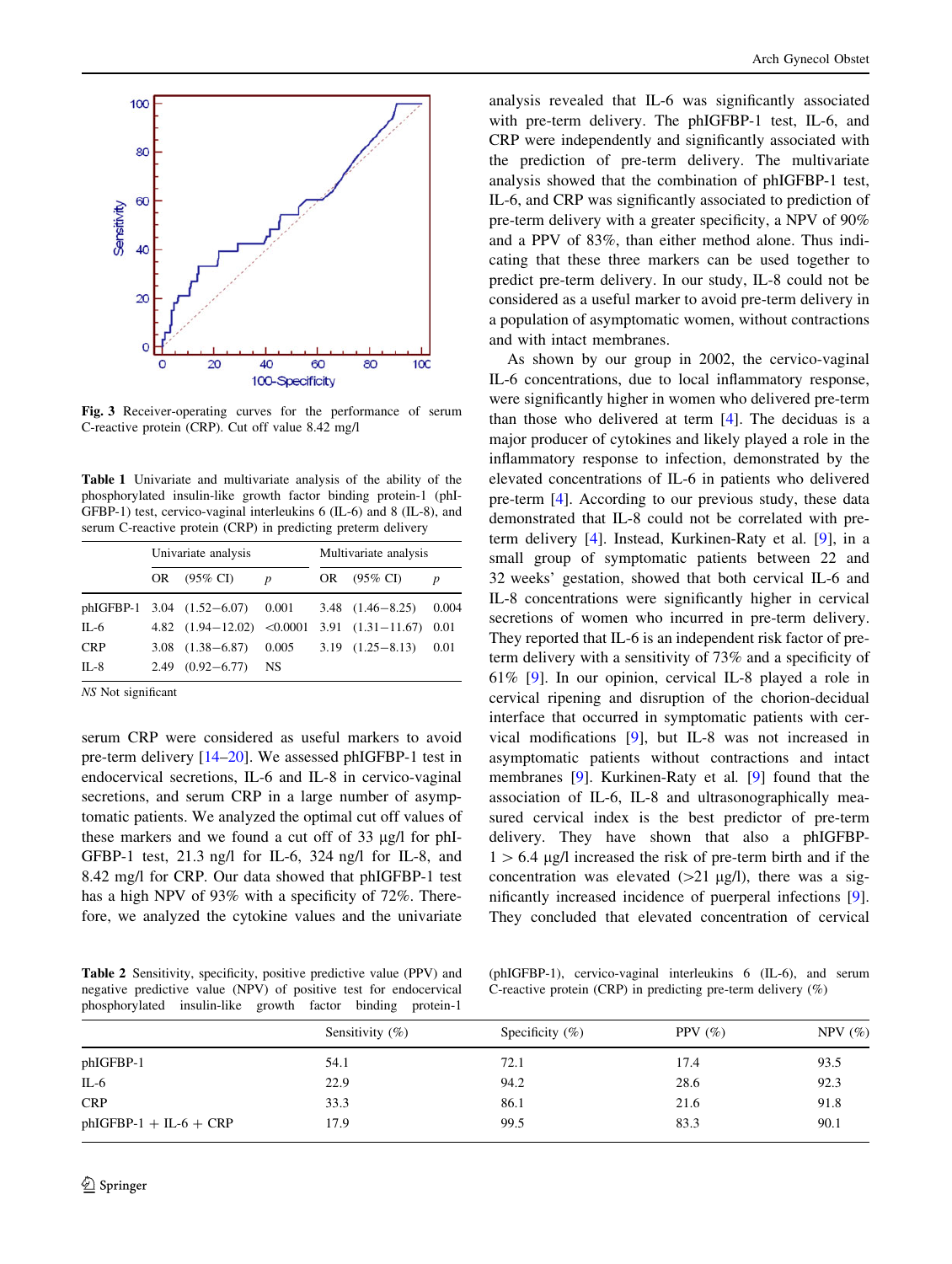Fig. 3 Receiver-operating curves for the performance of serum C-reactive protein (CRP). Cut off value 8.42 mg/l

Table 1 Univariate and multivariate analysis of the ability of the phosphorylated insulin-like growth factor binding protein-1 (phIGFBP-1) test, cervico-vaginal interleukins 6 (IL-6) and 8 (IL-8), and serum C-reactive protein (CRP) in predicting preterm delivery

| | Univariate analysis | | | Multivariate analysis | | |
|---|---|---|---|---|---|---|
| | OR | (95% CI) | *p* | OR | (95% CI) | *p* |
| phIGFBP-1 | 3.04 | (1.52–6.07) | 0.001 | 3.48 | (1.46–8.25) | 0.004 |
| IL-6 | 4.82 | (1.94–12.02) | <0.0001 | 3.91 | (1.31–11.67) | 0.01 |
| CRP | 3.08 | (1.38–6.87) | 0.005 | 3.19 | (1.25–8.13) | 0.01 |
| IL-8 | 2.49 | (0.92–6.77) | NS | | | |

*NS* Not significant

serum CRP were considered as useful markers to avoid pre-term delivery [14–20]. We assessed phIGFBP-1 test in endocervical secretions, IL-6 and IL-8 in cervico-vaginal secretions, and serum CRP in a large number of asymptomatic patients. We analyzed the optimal cut off values of these markers and we found a cut off of 33 μg/l for phIGFBP-1 test, 21.3 ng/l for IL-6, 324 ng/l for IL-8, and 8.42 mg/l for CRP. Our data showed that phIGFBP-1 test has a high NPV of 93% with a specificity of 72%. Therefore, we analyzed the cytokine values and the univariate analysis revealed that IL-6 was significantly associated with pre-term delivery. The phIGFBP-1 test, IL-6, and CRP were independently and significantly associated with the prediction of pre-term delivery. The multivariate analysis showed that the combination of phIGFBP-1 test, IL-6, and CRP was significantly associated to prediction of pre-term delivery with a greater specificity, a NPV of 90% and a PPV of 83%, than either method alone. Thus indicating that these three markers can be used together to predict pre-term delivery. In our study, IL-8 could not be considered as a useful marker to avoid pre-term delivery in a population of asymptomatic women, without contractions and with intact membranes.

As shown by our group in 2002, the cervico-vaginal IL-6 concentrations, due to local inflammatory response, were significantly higher in women who delivered pre-term than those who delivered at term [4]. The deciduas is a major producer of cytokines and likely played a role in the inflammatory response to infection, demonstrated by the elevated concentrations of IL-6 in patients who delivered pre-term [4]. According to our previous study, these data demonstrated that IL-8 could not be correlated with pre-term delivery [4]. Instead, Kurkinen-Raty et al. [9], in a small group of symptomatic patients between 22 and 32 weeks' gestation, showed that both cervical IL-6 and IL-8 concentrations were significantly higher in cervical secretions of women who incurred in pre-term delivery. They reported that IL-6 is an independent risk factor of pre-term delivery with a sensitivity of 73% and a specificity of 61% [9]. In our opinion, cervical IL-8 played a role in cervical ripening and disruption of the chorion-decidual interface that occurred in symptomatic patients with cervical modifications [9], but IL-8 was not increased in asymptomatic patients without contractions and intact membranes [9]. Kurkinen-Raty et al. [9] found that the association of IL-6, IL-8 and ultrasonographically measured cervical index is the best predictor of pre-term delivery. They have shown that also a phIGFBP-1 > 6.4 μg/l increased the risk of pre-term birth and if the concentration was elevated (>21 μg/l), there was a significantly increased incidence of puerperal infections [9]. They concluded that elevated concentration of cervical

Table 2 Sensitivity, specificity, positive predictive value (PPV) and negative predictive value (NPV) of positive test for endocervical phosphorylated insulin-like growth factor binding protein-1 (phIGFBP-1), cervico-vaginal interleukins 6 (IL-6), and serum C-reactive protein (CRP) in predicting pre-term delivery (%)

| | Sensitivity (%) | Specificity (%) | PPV (%) | NPV (%) |
|---|---|---|---|---|
| phIGFBP-1 | 54.1 | 72.1 | 17.4 | 93.5 |
| IL-6 | 22.9 | 94.2 | 28.6 | 92.3 |
| CRP | 33.3 | 86.1 | 21.6 | 91.8 |
| phIGFBP-1 + IL-6 + CRP | 17.9 | 99.5 | 83.3 | 90.1 |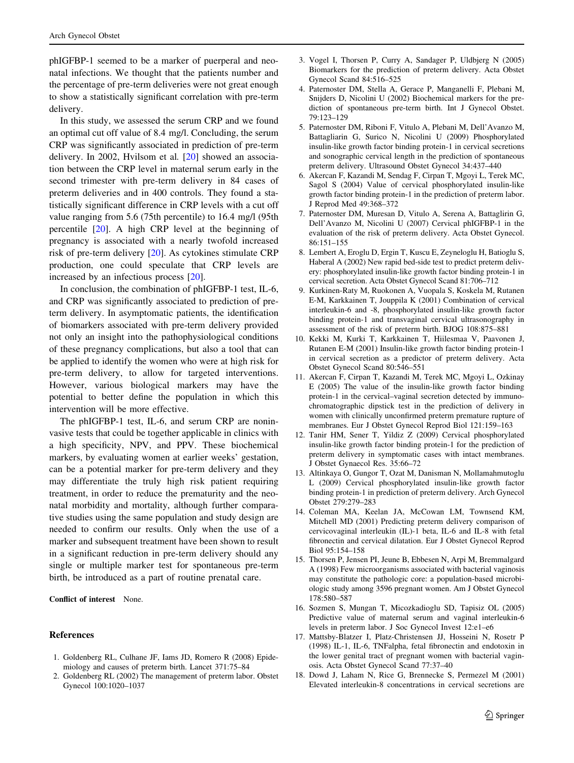phIGFBP-1 seemed to be a marker of puerperal and neonatal infections. We thought that the patients number and the percentage of pre-term deliveries were not great enough to show a statistically significant correlation with pre-term delivery.

In this study, we assessed the serum CRP and we found an optimal cut off value of 8.4 mg/l. Concluding, the serum CRP was significantly associated in prediction of pre-term delivery. In 2002, Hvilsom et al. [20] showed an association between the CRP level in maternal serum early in the second trimester with pre-term delivery in 84 cases of preterm deliveries and in 400 controls. They found a statistically significant difference in CRP levels with a cut off value ranging from 5.6 (75th percentile) to 16.4 mg/l (95th percentile [20]. A high CRP level at the beginning of pregnancy is associated with a nearly twofold increased risk of pre-term delivery [20]. As cytokines stimulate CRP production, one could speculate that CRP levels are increased by an infectious process [20].

In conclusion, the combination of phIGFBP-1 test, IL-6, and CRP was significantly associated to prediction of pre-term delivery. In asymptomatic patients, the identification of biomarkers associated with pre-term delivery provided not only an insight into the pathophysiological conditions of these pregnancy complications, but also a tool that can be applied to identify the women who were at high risk for pre-term delivery, to allow for targeted interventions. However, various biological markers may have the potential to better define the population in which this intervention will be more effective.

The phIGFBP-1 test, IL-6, and serum CRP are noninvasive tests that could be together applicable in clinics with a high specificity, NPV, and PPV. These biochemical markers, by evaluating women at earlier weeks' gestation, can be a potential marker for pre-term delivery and they may differentiate the truly high risk patient requiring treatment, in order to reduce the prematurity and the neonatal morbidity and mortality, although further comparative studies using the same population and study design are needed to confirm our results. Only when the use of a marker and subsequent treatment have been shown to result in a significant reduction in pre-term delivery should any single or multiple marker test for spontaneous pre-term birth, be introduced as a part of routine prenatal care.

**Conflict of interest** None.

## References

1. Goldenberg RL, Culhane JF, Iams JD, Romero R (2008) Epidemiology and causes of preterm birth. Lancet 371:75–84
2. Goldenberg RL (2002) The management of preterm labor. Obstet Gynecol 100:1020–1037
3. Vogel I, Thorsen P, Curry A, Sandager P, Uldbjerg N (2005) Biomarkers for the prediction of preterm delivery. Acta Obstet Gynecol Scand 84:516–525
4. Paternoster DM, Stella A, Gerace P, Manganelli F, Plebani M, Snijders D, Nicolini U (2002) Biochemical markers for the prediction of spontaneous pre-term birth. Int J Gynecol Obstet. 79:123–129
5. Paternoster DM, Riboni F, Vitulo A, Plebani M, Dell'Avanzo M, Battagliarin G, Surico N, Nicolini U (2009) Phosphorylated insulin-like growth factor binding protein-1 in cervical secretions and sonographic cervical length in the prediction of spontaneous preterm delivery. Ultrasound Obstet Gynecol 34:437–440
6. Akercan F, Kazandi M, Sendag F, Cirpan T, Mgoyi L, Terek MC, Sagol S (2004) Value of cervical phosphorylated insulin-like growth factor binding protein-1 in the prediction of preterm labor. J Reprod Med 49:368–372
7. Paternoster DM, Muresan D, Vitulo A, Serena A, Battaglirin G, Dell'Avanzo M, Nicolini U (2007) Cervical phIGFBP-1 in the evaluation of the risk of preterm delivery. Acta Obstet Gynecol. 86:151–155
8. Lembert A, Eroglu D, Ergin T, Kuscu E, Zeyneloglu H, Batioglu S, Haberal A (2002) New rapid bed-side test to predict preterm delivery: phosphorylated insulin-like growth factor binding protein-1 in cervical secretion. Acta Obstet Gynecol Scand 81:706–712
9. Kurkinen-Raty M, Ruokonen A, Vuopala S, Koskela M, Rutanen E-M, Karkkainen T, Jouppila K (2001) Combination of cervical interleukin-6 and -8, phosphorylated insulin-like growth factor binding protein-1 and transvaginal cervical ultrasonography in assessment of the risk of preterm birth. BJOG 108:875–881
10. Kekki M, Kurki T, Karkkainen T, Hiilesmaa V, Paavonen J, Rutanen E-M (2001) Insulin-like growth factor binding protein-1 in cervical secretion as a predictor of preterm delivery. Acta Obstet Gynecol Scand 80:546–551
11. Akercan F, Cirpan T, Kazandi M, Terek MC, Mgoyi L, Ozkinay E (2005) The value of the insulin-like growth factor binding protein-1 in the cervical–vaginal secretion detected by immunochromatographic dipstick test in the prediction of delivery in women with clinically unconfirmed preterm premature rupture of membranes. Eur J Obstet Gynecol Reprod Biol 121:159–163
12. Tanir HM, Sener T, Yildiz Z (2009) Cervical phosphorylated insulin-like growth factor binding protein-1 for the prediction of preterm delivery in symptomatic cases with intact membranes. J Obstet Gynaecol Res. 35:66–72
13. Altinkaya O, Gungor T, Ozat M, Danisman N, Mollamahmutoglu L (2009) Cervical phosphorylated insulin-like growth factor binding protein-1 in prediction of preterm delivery. Arch Gynecol Obstet 279:279–283
14. Coleman MA, Keelan JA, McCowan LM, Townsend KM, Mitchell MD (2001) Predicting preterm delivery comparison of cervicovaginal interleukin (IL)-1 beta, IL-6 and IL-8 with fetal fibronectin and cervical dilatation. Eur J Obstet Gynecol Reprod Biol 95:154–158
15. Thorsen P, Jensen PI, Jeune B, Ebbesen N, Arpi M, Bremmalgard A (1998) Few microorganisms associated with bacterial vaginosis may constitute the pathologic core: a population-based microbiologic study among 3596 pregnant women. Am J Obstet Gynecol 178:580–587
16. Sozmen S, Mungan T, Micozkadioglu SD, Tapisiz OL (2005) Predictive value of maternal serum and vaginal interleukin-6 levels in preterm labor. J Soc Gynecol Invest 12:e1–e6
17. Mattsby-Blatzer I, Platz-Christensen JJ, Hosseini N, Rosetr P (1998) IL-1, IL-6, TNFalpha, fetal fibronectin and endotoxin in the lower genital tract of pregnant women with bacterial vaginosis. Acta Obstet Gynecol Scand 77:37–40
18. Dowd J, Laham N, Rice G, Brennecke S, Permezel M (2001) Elevated interleukin-8 concentrations in cervical secretions are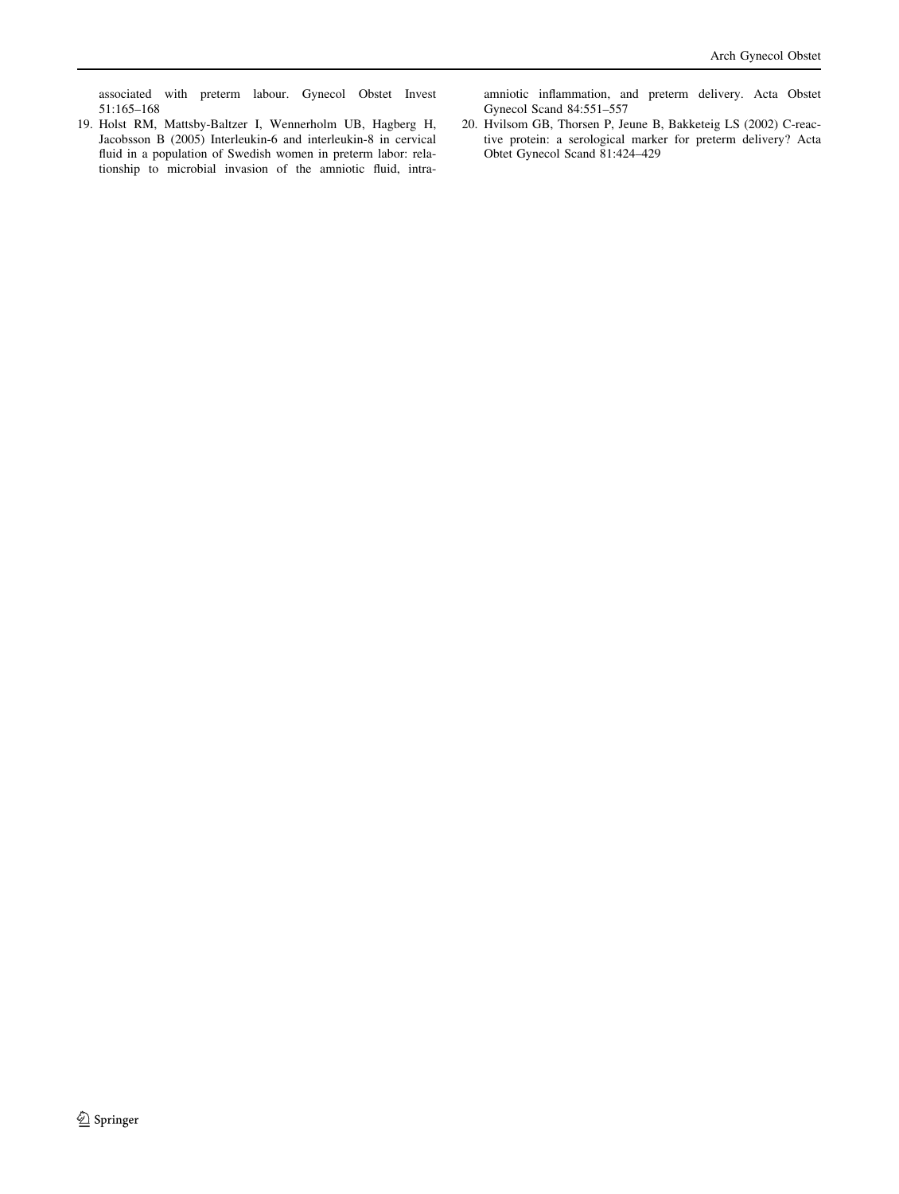associated with preterm labour. Gynecol Obstet Invest 51:165–168

19. Holst RM, Mattsby-Baltzer I, Wennerholm UB, Hagberg H, Jacobsson B (2005) Interleukin-6 and interleukin-8 in cervical fluid in a population of Swedish women in preterm labor: relationship to microbial invasion of the amniotic fluid, intra-amniotic inflammation, and preterm delivery. Acta Obstet Gynecol Scand 84:551–557
20. Hvilsom GB, Thorsen P, Jeune B, Bakketeig LS (2002) C-reactive protein: a serological marker for preterm delivery? Acta Obtet Gynecol Scand 81:424–429